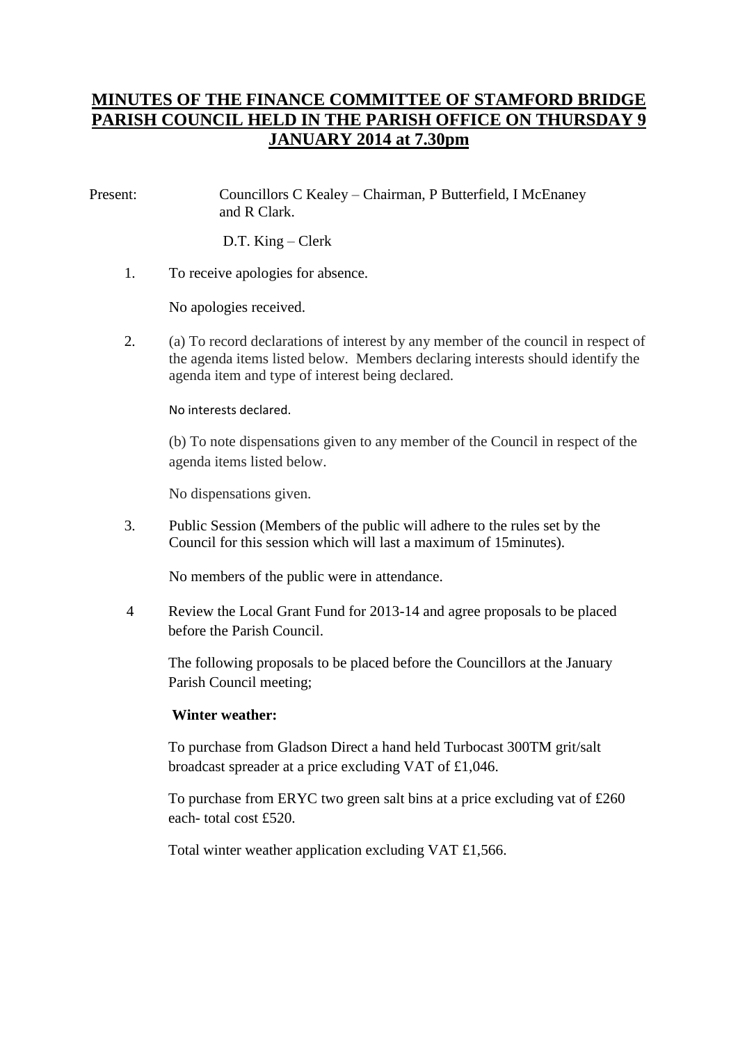# MINUTES OF THE FINANCE COMMITTEE OF STAMFORD BRIDGE PARISH COUNCIL HELD IN THE PARISH OFFICE ON THURSDAY 9 JANUARY 2014 at 7.30pm

Present: Councillors C Kealey – Chairman, P Butterfield, I McEnaney and R Clark.

D.T. King – Clerk

1. To receive apologies for absence.

   No apologies received.

2. (a) To record declarations of interest by any member of the council in respect of the agenda items listed below. Members declaring interests should identify the agenda item and type of interest being declared.

   No interests declared.

   (b) To note dispensations given to any member of the Council in respect of the agenda items listed below.

   No dispensations given.

3. Public Session (Members of the public will adhere to the rules set by the Council for this session which will last a maximum of 15minutes).

   No members of the public were in attendance.

4. Review the Local Grant Fund for 2013-14 and agree proposals to be placed before the Parish Council.

   The following proposals to be placed before the Councillors at the January Parish Council meeting;

   **Winter weather:**

   To purchase from Gladson Direct a hand held Turbocast 300TM grit/salt broadcast spreader at a price excluding VAT of £1,046.

   To purchase from ERYC two green salt bins at a price excluding vat of £260 each- total cost £520.

   Total winter weather application excluding VAT £1,566.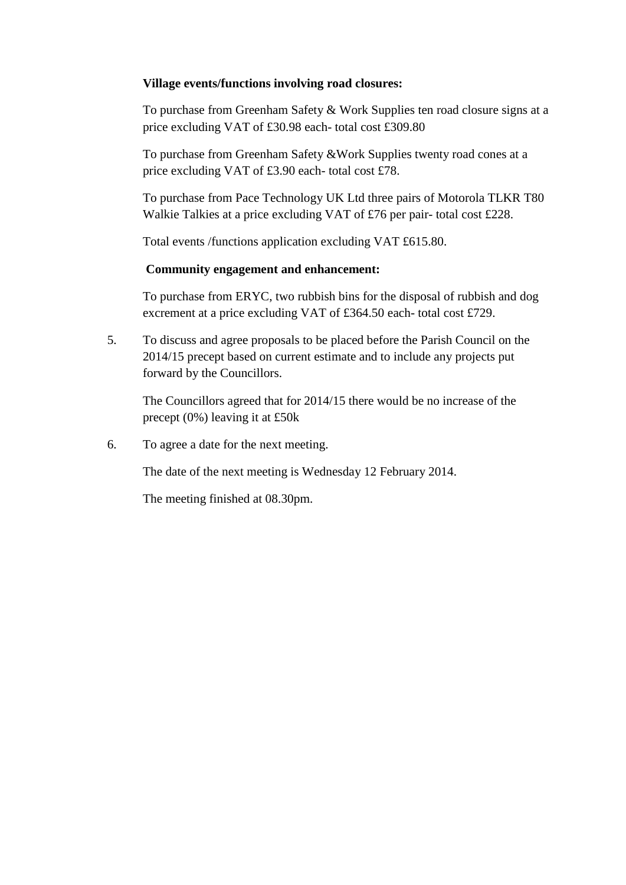**Village events/functions involving road closures:**

To purchase from Greenham Safety & Work Supplies ten road closure signs at a price excluding VAT of £30.98 each- total cost £309.80

To purchase from Greenham Safety &Work Supplies twenty road cones at a price excluding VAT of £3.90 each- total cost £78.

To purchase from Pace Technology UK Ltd three pairs of Motorola TLKR T80 Walkie Talkies at a price excluding VAT of £76 per pair- total cost £228.

Total events /functions application excluding VAT £615.80.

**Community engagement and enhancement:**

To purchase from ERYC, two rubbish bins for the disposal of rubbish and dog excrement at a price excluding VAT of £364.50 each- total cost £729.

5. To discuss and agree proposals to be placed before the Parish Council on the 2014/15 precept based on current estimate and to include any projects put forward by the Councillors.

   The Councillors agreed that for 2014/15 there would be no increase of the precept (0%) leaving it at £50k

6. To agree a date for the next meeting.

   The date of the next meeting is Wednesday 12 February 2014.

   The meeting finished at 08.30pm.